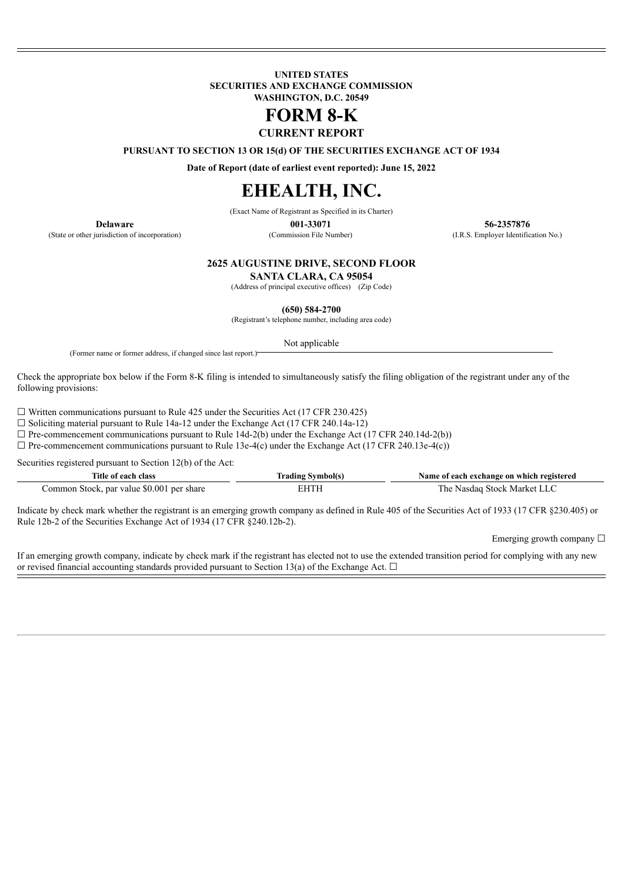**UNITED STATES**
**SECURITIES AND EXCHANGE COMMISSION**
**WASHINGTON, D.C. 20549**

# FORM 8-K

## CURRENT REPORT

**PURSUANT TO SECTION 13 OR 15(d) OF THE SECURITIES EXCHANGE ACT OF 1934**

**Date of Report (date of earliest event reported): June 15, 2022**

# EHEALTH, INC.

(Exact Name of Registrant as Specified in its Charter)

| **Delaware** | **001-33071** | **56-2357876** |
|---|---|---|
| (State or other jurisdiction of incorporation) | (Commission File Number) | (I.R.S. Employer Identification No.) |

**2625 AUGUSTINE DRIVE, SECOND FLOOR**
**SANTA CLARA, CA 95054**
(Address of principal executive offices) (Zip Code)

**(650) 584-2700**
(Registrant's telephone number, including area code)

Not applicable
(Former name or former address, if changed since last report.)

Check the appropriate box below if the Form 8-K filing is intended to simultaneously satisfy the filing obligation of the registrant under any of the following provisions:

☐ Written communications pursuant to Rule 425 under the Securities Act (17 CFR 230.425)
☐ Soliciting material pursuant to Rule 14a-12 under the Exchange Act (17 CFR 240.14a-12)
☐ Pre-commencement communications pursuant to Rule 14d-2(b) under the Exchange Act (17 CFR 240.14d-2(b))
☐ Pre-commencement communications pursuant to Rule 13e-4(c) under the Exchange Act (17 CFR 240.13e-4(c))

Securities registered pursuant to Section 12(b) of the Act:

| Title of each class | Trading Symbol(s) | Name of each exchange on which registered |
|---|---|---|
| Common Stock, par value $0.001 per share | EHTH | The Nasdaq Stock Market LLC |

Indicate by check mark whether the registrant is an emerging growth company as defined in Rule 405 of the Securities Act of 1933 (17 CFR §230.405) or Rule 12b-2 of the Securities Exchange Act of 1934 (17 CFR §240.12b-2).

Emerging growth company ☐

If an emerging growth company, indicate by check mark if the registrant has elected not to use the extended transition period for complying with any new or revised financial accounting standards provided pursuant to Section 13(a) of the Exchange Act. ☐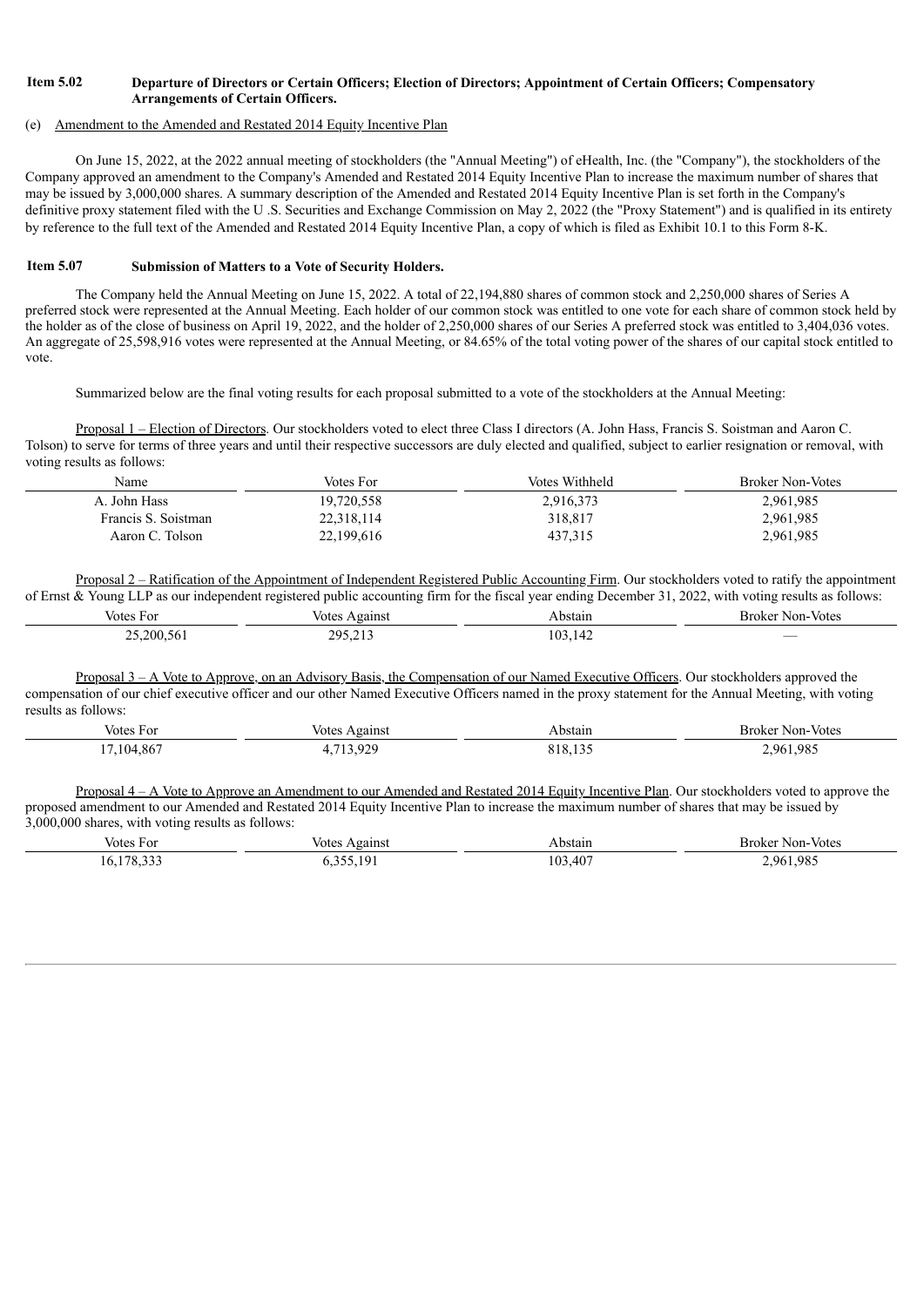**Item 5.02 Departure of Directors or Certain Officers; Election of Directors; Appointment of Certain Officers; Compensatory Arrangements of Certain Officers.**

(e) Amendment to the Amended and Restated 2014 Equity Incentive Plan

On June 15, 2022, at the 2022 annual meeting of stockholders (the "Annual Meeting") of eHealth, Inc. (the "Company"), the stockholders of the Company approved an amendment to the Company's Amended and Restated 2014 Equity Incentive Plan to increase the maximum number of shares that may be issued by 3,000,000 shares. A summary description of the Amended and Restated 2014 Equity Incentive Plan is set forth in the Company's definitive proxy statement filed with the U .S. Securities and Exchange Commission on May 2, 2022 (the "Proxy Statement") and is qualified in its entirety by reference to the full text of the Amended and Restated 2014 Equity Incentive Plan, a copy of which is filed as Exhibit 10.1 to this Form 8-K.

**Item 5.07 Submission of Matters to a Vote of Security Holders.**

The Company held the Annual Meeting on June 15, 2022. A total of 22,194,880 shares of common stock and 2,250,000 shares of Series A preferred stock were represented at the Annual Meeting. Each holder of our common stock was entitled to one vote for each share of common stock held by the holder as of the close of business on April 19, 2022, and the holder of 2,250,000 shares of our Series A preferred stock was entitled to 3,404,036 votes. An aggregate of 25,598,916 votes were represented at the Annual Meeting, or 84.65% of the total voting power of the shares of our capital stock entitled to vote.

Summarized below are the final voting results for each proposal submitted to a vote of the stockholders at the Annual Meeting:

Proposal 1 – Election of Directors. Our stockholders voted to elect three Class I directors (A. John Hass, Francis S. Soistman and Aaron C. Tolson) to serve for terms of three years and until their respective successors are duly elected and qualified, subject to earlier resignation or removal, with voting results as follows:

| Name | Votes For | Votes Withheld | Broker Non-Votes |
|---|---|---|---|
| A. John Hass | 19,720,558 | 2,916,373 | 2,961,985 |
| Francis S. Soistman | 22,318,114 | 318,817 | 2,961,985 |
| Aaron C. Tolson | 22,199,616 | 437,315 | 2,961,985 |

Proposal 2 – Ratification of the Appointment of Independent Registered Public Accounting Firm. Our stockholders voted to ratify the appointment of Ernst & Young LLP as our independent registered public accounting firm for the fiscal year ending December 31, 2022, with voting results as follows:

| Votes For | Votes Against | Abstain | Broker Non-Votes |
|---|---|---|---|
| 25,200,561 | 295,213 | 103,142 | — |

Proposal 3 – A Vote to Approve, on an Advisory Basis, the Compensation of our Named Executive Officers. Our stockholders approved the compensation of our chief executive officer and our other Named Executive Officers named in the proxy statement for the Annual Meeting, with voting results as follows:

| Votes For | Votes Against | Abstain | Broker Non-Votes |
|---|---|---|---|
| 17,104,867 | 4,713,929 | 818,135 | 2,961,985 |

Proposal 4 – A Vote to Approve an Amendment to our Amended and Restated 2014 Equity Incentive Plan. Our stockholders voted to approve the proposed amendment to our Amended and Restated 2014 Equity Incentive Plan to increase the maximum number of shares that may be issued by 3,000,000 shares, with voting results as follows:

| Votes For | Votes Against | Abstain | Broker Non-Votes |
|---|---|---|---|
| 16,178,333 | 6,355,191 | 103,407 | 2,961,985 |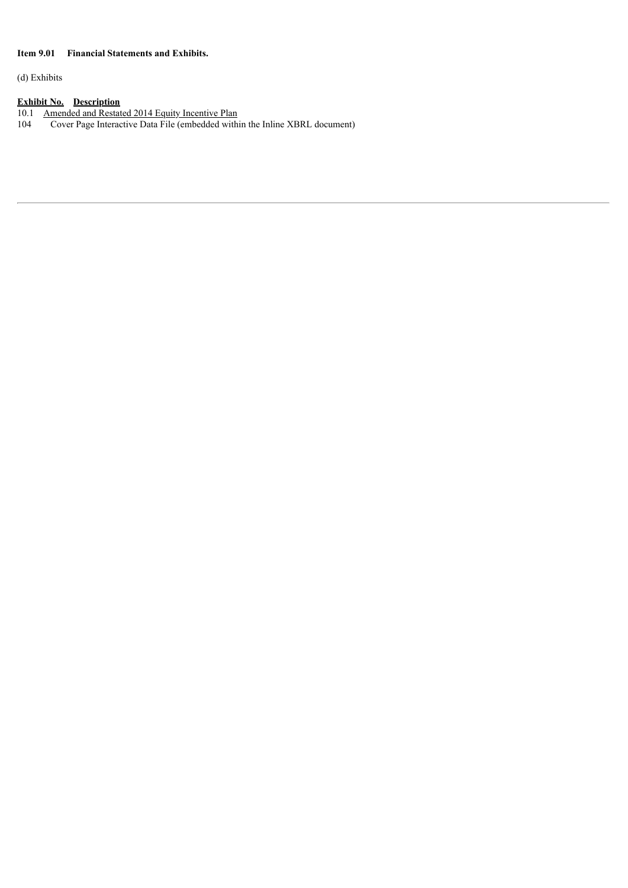**Item 9.01 Financial Statements and Exhibits.**

(d) Exhibits

| Exhibit No. | Description |
|---|---|
| 10.1 | Amended and Restated 2014 Equity Incentive Plan |
| 104 | Cover Page Interactive Data File (embedded within the Inline XBRL document) |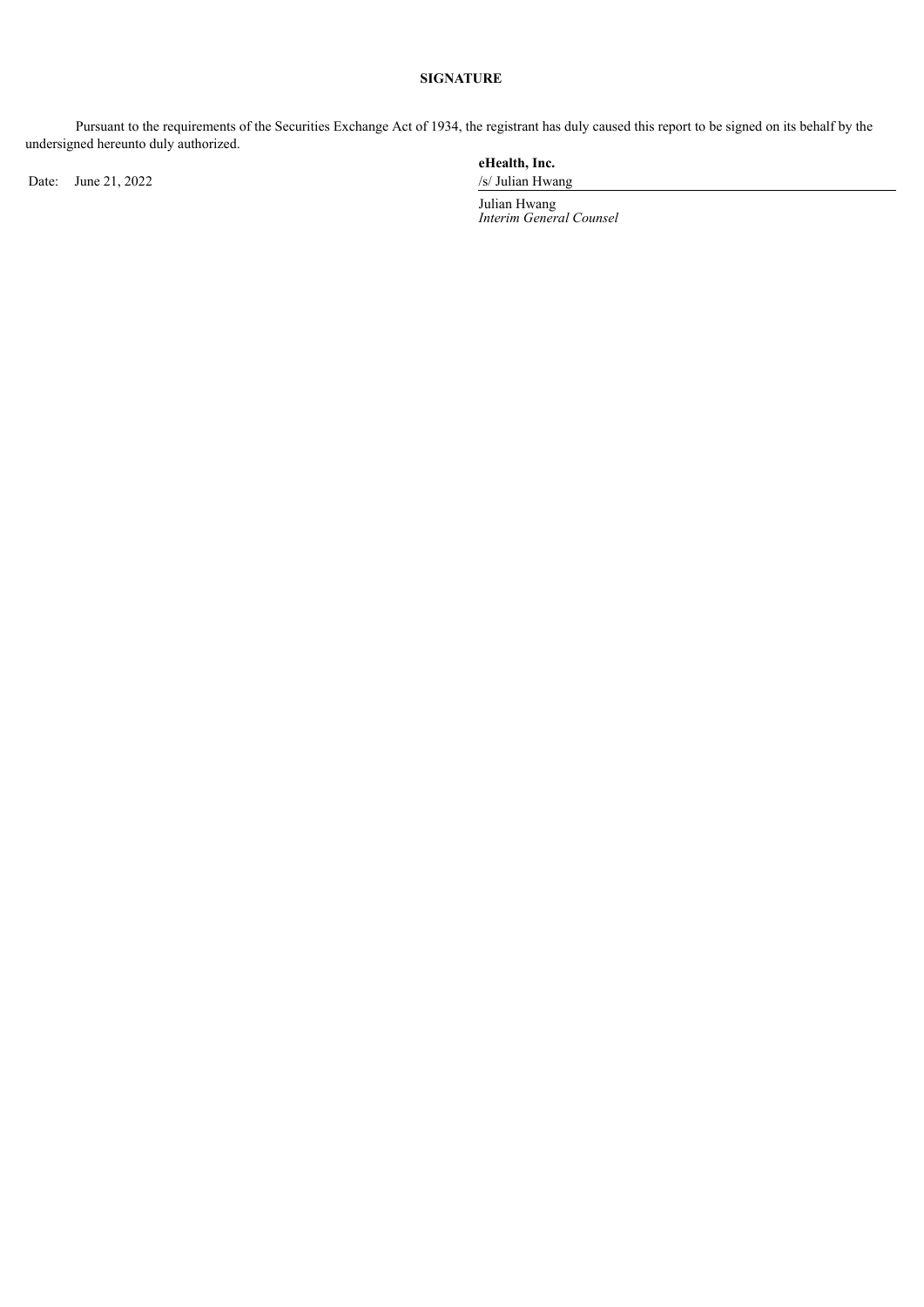## SIGNATURE

Pursuant to the requirements of the Securities Exchange Act of 1934, the registrant has duly caused this report to be signed on its behalf by the undersigned hereunto duly authorized.

**eHealth, Inc.**

Date: June 21, 2022

/s/ Julian Hwang

Julian Hwang
*Interim General Counsel*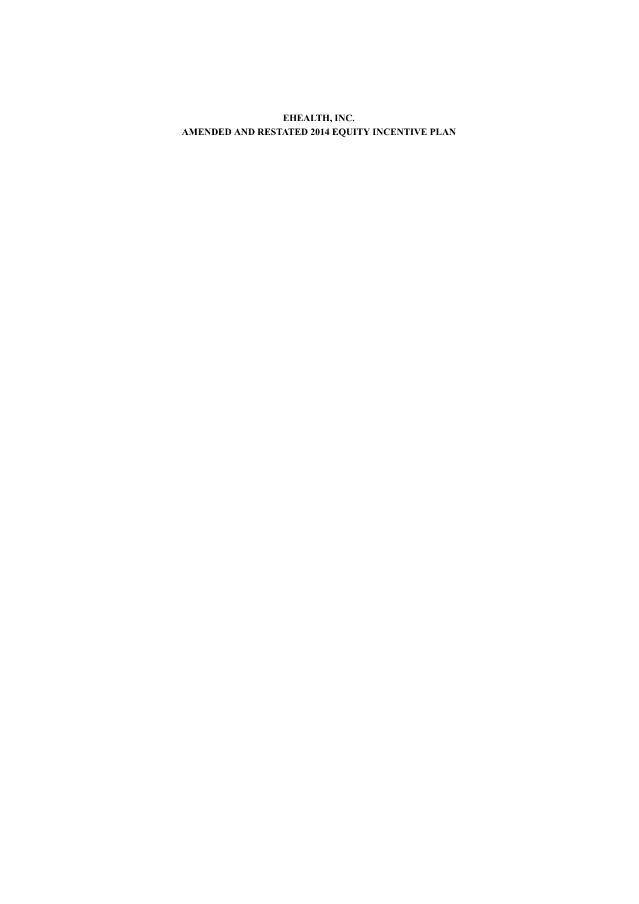**EHEALTH, INC.**
**AMENDED AND RESTATED 2014 EQUITY INCENTIVE PLAN**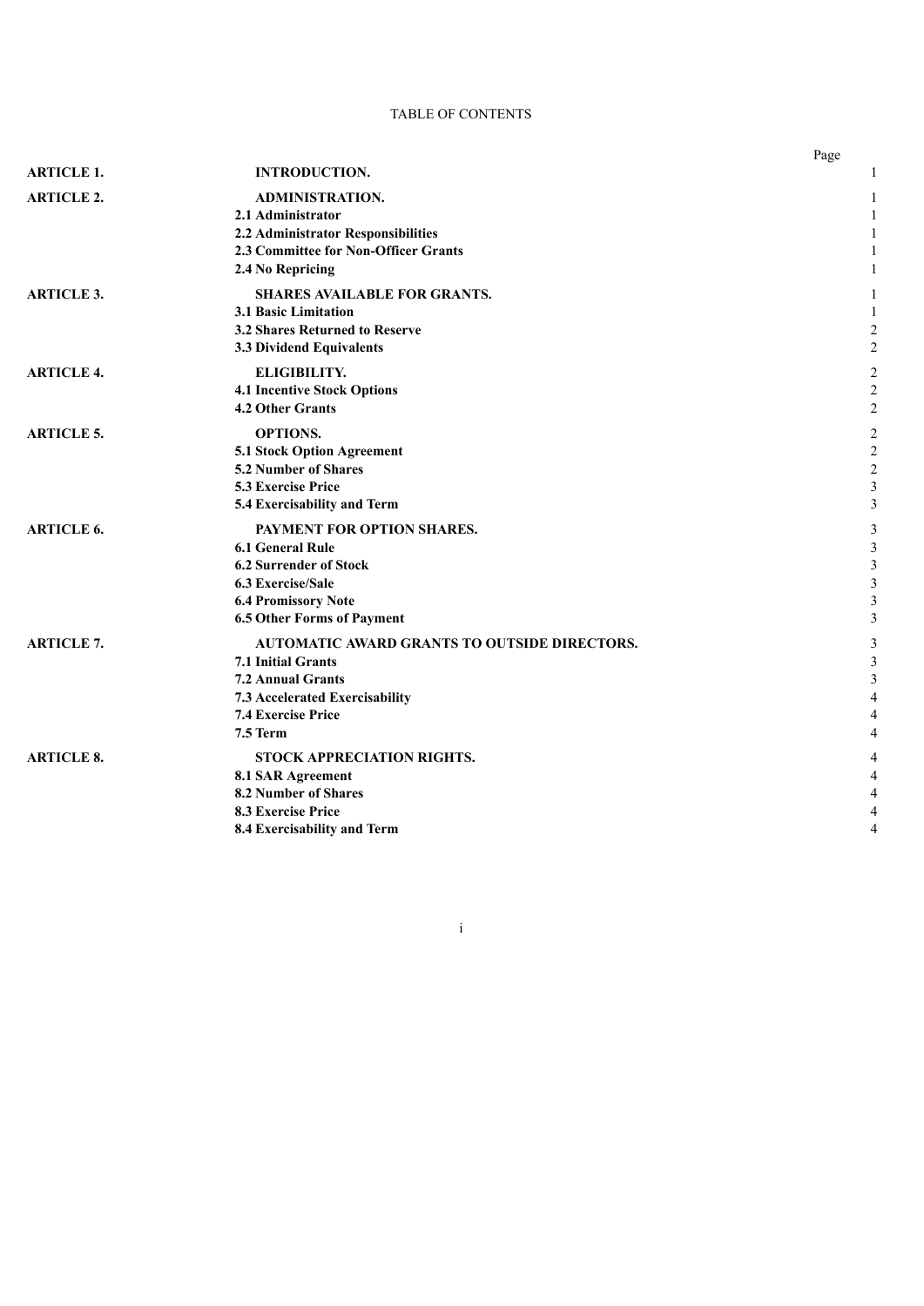TABLE OF CONTENTS

| | | Page |
|---|---|---|
| **ARTICLE 1.** | **INTRODUCTION.** | 1 |
| **ARTICLE 2.** | **ADMINISTRATION.** | 1 |
| | **2.1 Administrator** | 1 |
| | **2.2 Administrator Responsibilities** | 1 |
| | **2.3 Committee for Non-Officer Grants** | 1 |
| | **2.4 No Repricing** | 1 |
| **ARTICLE 3.** | **SHARES AVAILABLE FOR GRANTS.** | 1 |
| | **3.1 Basic Limitation** | 1 |
| | **3.2 Shares Returned to Reserve** | 2 |
| | **3.3 Dividend Equivalents** | 2 |
| **ARTICLE 4.** | **ELIGIBILITY.** | 2 |
| | **4.1 Incentive Stock Options** | 2 |
| | **4.2 Other Grants** | 2 |
| **ARTICLE 5.** | **OPTIONS.** | 2 |
| | **5.1 Stock Option Agreement** | 2 |
| | **5.2 Number of Shares** | 2 |
| | **5.3 Exercise Price** | 3 |
| | **5.4 Exercisability and Term** | 3 |
| **ARTICLE 6.** | **PAYMENT FOR OPTION SHARES.** | 3 |
| | **6.1 General Rule** | 3 |
| | **6.2 Surrender of Stock** | 3 |
| | **6.3 Exercise/Sale** | 3 |
| | **6.4 Promissory Note** | 3 |
| | **6.5 Other Forms of Payment** | 3 |
| **ARTICLE 7.** | **AUTOMATIC AWARD GRANTS TO OUTSIDE DIRECTORS.** | 3 |
| | **7.1 Initial Grants** | 3 |
| | **7.2 Annual Grants** | 3 |
| | **7.3 Accelerated Exercisability** | 4 |
| | **7.4 Exercise Price** | 4 |
| | **7.5 Term** | 4 |
| **ARTICLE 8.** | **STOCK APPRECIATION RIGHTS.** | 4 |
| | **8.1 SAR Agreement** | 4 |
| | **8.2 Number of Shares** | 4 |
| | **8.3 Exercise Price** | 4 |
| | **8.4 Exercisability and Term** | 4 |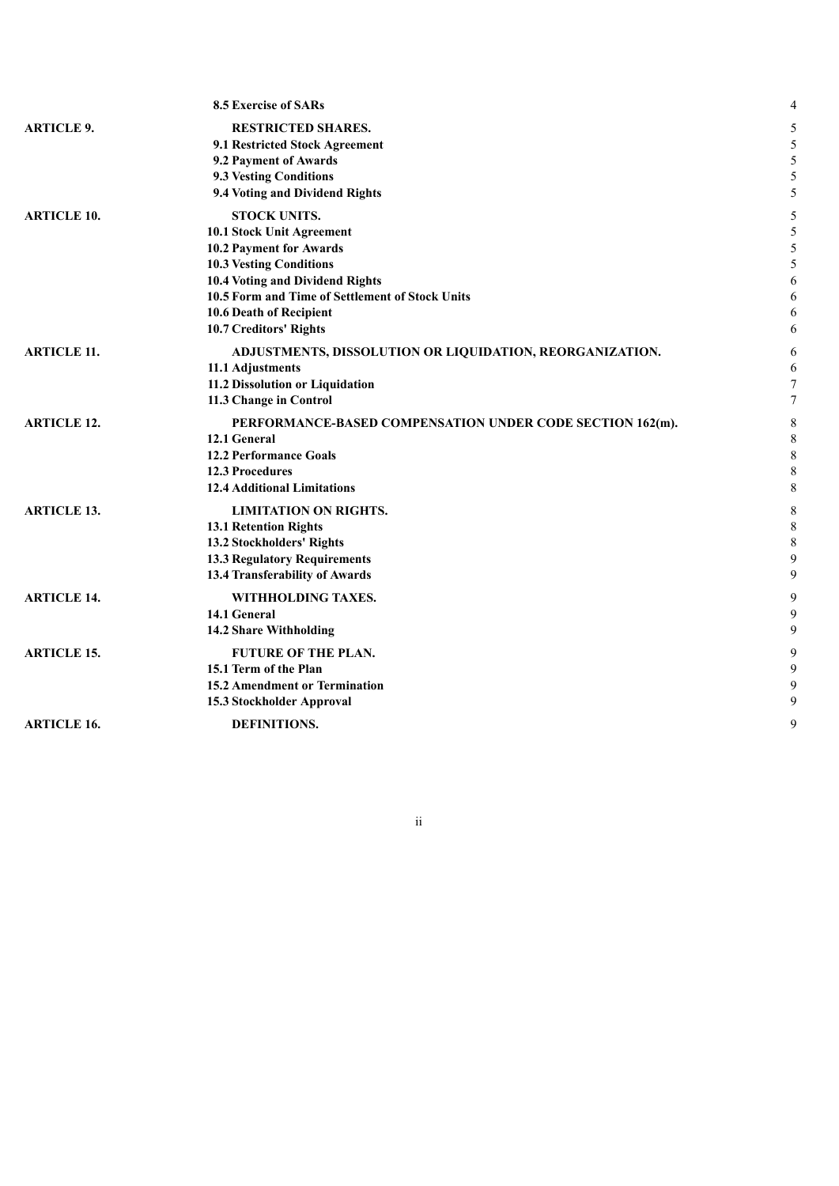| | | |
|---|---|---|
| | **8.5 Exercise of SARs** | 4 |
| **ARTICLE 9.** | **RESTRICTED SHARES.** | 5 |
| | **9.1 Restricted Stock Agreement** | 5 |
| | **9.2 Payment of Awards** | 5 |
| | **9.3 Vesting Conditions** | 5 |
| | **9.4 Voting and Dividend Rights** | 5 |
| **ARTICLE 10.** | **STOCK UNITS.** | 5 |
| | **10.1 Stock Unit Agreement** | 5 |
| | **10.2 Payment for Awards** | 5 |
| | **10.3 Vesting Conditions** | 5 |
| | **10.4 Voting and Dividend Rights** | 6 |
| | **10.5 Form and Time of Settlement of Stock Units** | 6 |
| | **10.6 Death of Recipient** | 6 |
| | **10.7 Creditors' Rights** | 6 |
| **ARTICLE 11.** | **ADJUSTMENTS, DISSOLUTION OR LIQUIDATION, REORGANIZATION.** | 6 |
| | **11.1 Adjustments** | 6 |
| | **11.2 Dissolution or Liquidation** | 7 |
| | **11.3 Change in Control** | 7 |
| **ARTICLE 12.** | **PERFORMANCE-BASED COMPENSATION UNDER CODE SECTION 162(m).** | 8 |
| | **12.1 General** | 8 |
| | **12.2 Performance Goals** | 8 |
| | **12.3 Procedures** | 8 |
| | **12.4 Additional Limitations** | 8 |
| **ARTICLE 13.** | **LIMITATION ON RIGHTS.** | 8 |
| | **13.1 Retention Rights** | 8 |
| | **13.2 Stockholders' Rights** | 8 |
| | **13.3 Regulatory Requirements** | 9 |
| | **13.4 Transferability of Awards** | 9 |
| **ARTICLE 14.** | **WITHHOLDING TAXES.** | 9 |
| | **14.1 General** | 9 |
| | **14.2 Share Withholding** | 9 |
| **ARTICLE 15.** | **FUTURE OF THE PLAN.** | 9 |
| | **15.1 Term of the Plan** | 9 |
| | **15.2 Amendment or Termination** | 9 |
| | **15.3 Stockholder Approval** | 9 |
| **ARTICLE 16.** | **DEFINITIONS.** | 9 |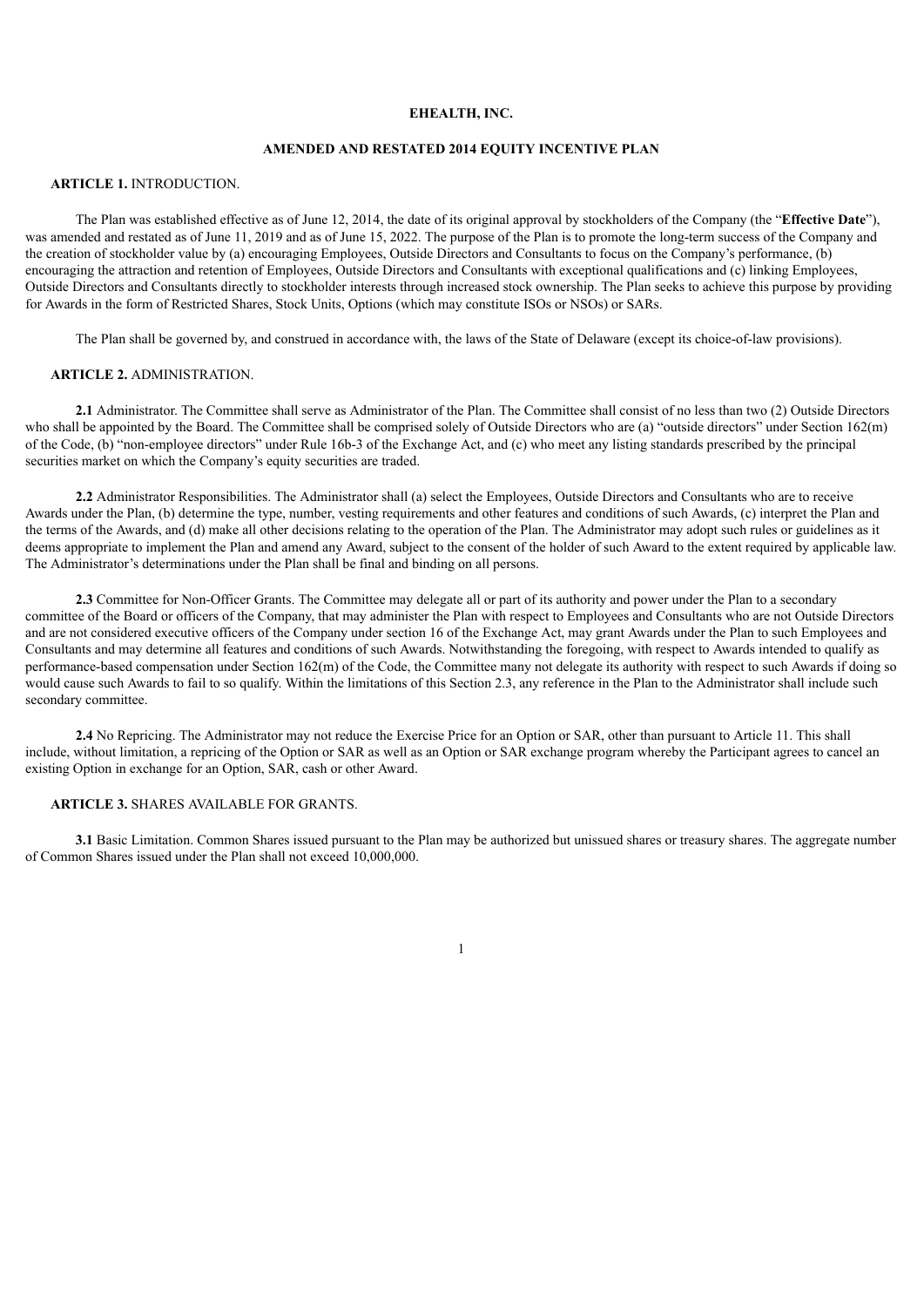**EHEALTH, INC.**

**AMENDED AND RESTATED 2014 EQUITY INCENTIVE PLAN**

**ARTICLE 1.** INTRODUCTION.

The Plan was established effective as of June 12, 2014, the date of its original approval by stockholders of the Company (the "**Effective Date**"), was amended and restated as of June 11, 2019 and as of June 15, 2022. The purpose of the Plan is to promote the long-term success of the Company and the creation of stockholder value by (a) encouraging Employees, Outside Directors and Consultants to focus on the Company's performance, (b) encouraging the attraction and retention of Employees, Outside Directors and Consultants with exceptional qualifications and (c) linking Employees, Outside Directors and Consultants directly to stockholder interests through increased stock ownership. The Plan seeks to achieve this purpose by providing for Awards in the form of Restricted Shares, Stock Units, Options (which may constitute ISOs or NSOs) or SARs.

The Plan shall be governed by, and construed in accordance with, the laws of the State of Delaware (except its choice-of-law provisions).

**ARTICLE 2.** ADMINISTRATION.

**2.1** Administrator. The Committee shall serve as Administrator of the Plan. The Committee shall consist of no less than two (2) Outside Directors who shall be appointed by the Board. The Committee shall be comprised solely of Outside Directors who are (a) "outside directors" under Section 162(m) of the Code, (b) "non-employee directors" under Rule 16b-3 of the Exchange Act, and (c) who meet any listing standards prescribed by the principal securities market on which the Company's equity securities are traded.

**2.2** Administrator Responsibilities. The Administrator shall (a) select the Employees, Outside Directors and Consultants who are to receive Awards under the Plan, (b) determine the type, number, vesting requirements and other features and conditions of such Awards, (c) interpret the Plan and the terms of the Awards, and (d) make all other decisions relating to the operation of the Plan. The Administrator may adopt such rules or guidelines as it deems appropriate to implement the Plan and amend any Award, subject to the consent of the holder of such Award to the extent required by applicable law. The Administrator's determinations under the Plan shall be final and binding on all persons.

**2.3** Committee for Non-Officer Grants. The Committee may delegate all or part of its authority and power under the Plan to a secondary committee of the Board or officers of the Company, that may administer the Plan with respect to Employees and Consultants who are not Outside Directors and are not considered executive officers of the Company under section 16 of the Exchange Act, may grant Awards under the Plan to such Employees and Consultants and may determine all features and conditions of such Awards. Notwithstanding the foregoing, with respect to Awards intended to qualify as performance-based compensation under Section 162(m) of the Code, the Committee many not delegate its authority with respect to such Awards if doing so would cause such Awards to fail to so qualify. Within the limitations of this Section 2.3, any reference in the Plan to the Administrator shall include such secondary committee.

**2.4** No Repricing. The Administrator may not reduce the Exercise Price for an Option or SAR, other than pursuant to Article 11. This shall include, without limitation, a repricing of the Option or SAR as well as an Option or SAR exchange program whereby the Participant agrees to cancel an existing Option in exchange for an Option, SAR, cash or other Award.

**ARTICLE 3.** SHARES AVAILABLE FOR GRANTS.

**3.1** Basic Limitation. Common Shares issued pursuant to the Plan may be authorized but unissued shares or treasury shares. The aggregate number of Common Shares issued under the Plan shall not exceed 10,000,000.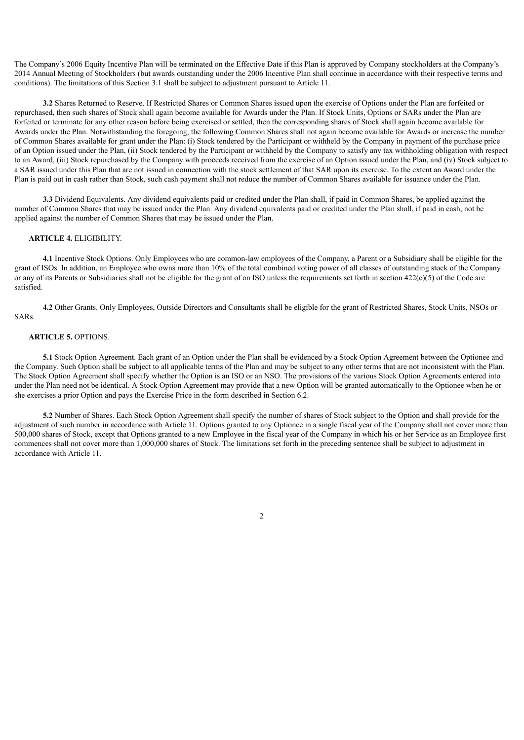The Company's 2006 Equity Incentive Plan will be terminated on the Effective Date if this Plan is approved by Company stockholders at the Company's 2014 Annual Meeting of Stockholders (but awards outstanding under the 2006 Incentive Plan shall continue in accordance with their respective terms and conditions). The limitations of this Section 3.1 shall be subject to adjustment pursuant to Article 11.

**3.2** Shares Returned to Reserve. If Restricted Shares or Common Shares issued upon the exercise of Options under the Plan are forfeited or repurchased, then such shares of Stock shall again become available for Awards under the Plan. If Stock Units, Options or SARs under the Plan are forfeited or terminate for any other reason before being exercised or settled, then the corresponding shares of Stock shall again become available for Awards under the Plan. Notwithstanding the foregoing, the following Common Shares shall not again become available for Awards or increase the number of Common Shares available for grant under the Plan: (i) Stock tendered by the Participant or withheld by the Company in payment of the purchase price of an Option issued under the Plan, (ii) Stock tendered by the Participant or withheld by the Company to satisfy any tax withholding obligation with respect to an Award, (iii) Stock repurchased by the Company with proceeds received from the exercise of an Option issued under the Plan, and (iv) Stock subject to a SAR issued under this Plan that are not issued in connection with the stock settlement of that SAR upon its exercise. To the extent an Award under the Plan is paid out in cash rather than Stock, such cash payment shall not reduce the number of Common Shares available for issuance under the Plan.

**3.3** Dividend Equivalents. Any dividend equivalents paid or credited under the Plan shall, if paid in Common Shares, be applied against the number of Common Shares that may be issued under the Plan. Any dividend equivalents paid or credited under the Plan shall, if paid in cash, not be applied against the number of Common Shares that may be issued under the Plan.

**ARTICLE 4.** ELIGIBILITY.

**4.1** Incentive Stock Options. Only Employees who are common-law employees of the Company, a Parent or a Subsidiary shall be eligible for the grant of ISOs. In addition, an Employee who owns more than 10% of the total combined voting power of all classes of outstanding stock of the Company or any of its Parents or Subsidiaries shall not be eligible for the grant of an ISO unless the requirements set forth in section 422(c)(5) of the Code are satisfied.

**4.2** Other Grants. Only Employees, Outside Directors and Consultants shall be eligible for the grant of Restricted Shares, Stock Units, NSOs or SARs.

**ARTICLE 5.** OPTIONS.

**5.1** Stock Option Agreement. Each grant of an Option under the Plan shall be evidenced by a Stock Option Agreement between the Optionee and the Company. Such Option shall be subject to all applicable terms of the Plan and may be subject to any other terms that are not inconsistent with the Plan. The Stock Option Agreement shall specify whether the Option is an ISO or an NSO. The provisions of the various Stock Option Agreements entered into under the Plan need not be identical. A Stock Option Agreement may provide that a new Option will be granted automatically to the Optionee when he or she exercises a prior Option and pays the Exercise Price in the form described in Section 6.2.

**5.2** Number of Shares. Each Stock Option Agreement shall specify the number of shares of Stock subject to the Option and shall provide for the adjustment of such number in accordance with Article 11. Options granted to any Optionee in a single fiscal year of the Company shall not cover more than 500,000 shares of Stock, except that Options granted to a new Employee in the fiscal year of the Company in which his or her Service as an Employee first commences shall not cover more than 1,000,000 shares of Stock. The limitations set forth in the preceding sentence shall be subject to adjustment in accordance with Article 11.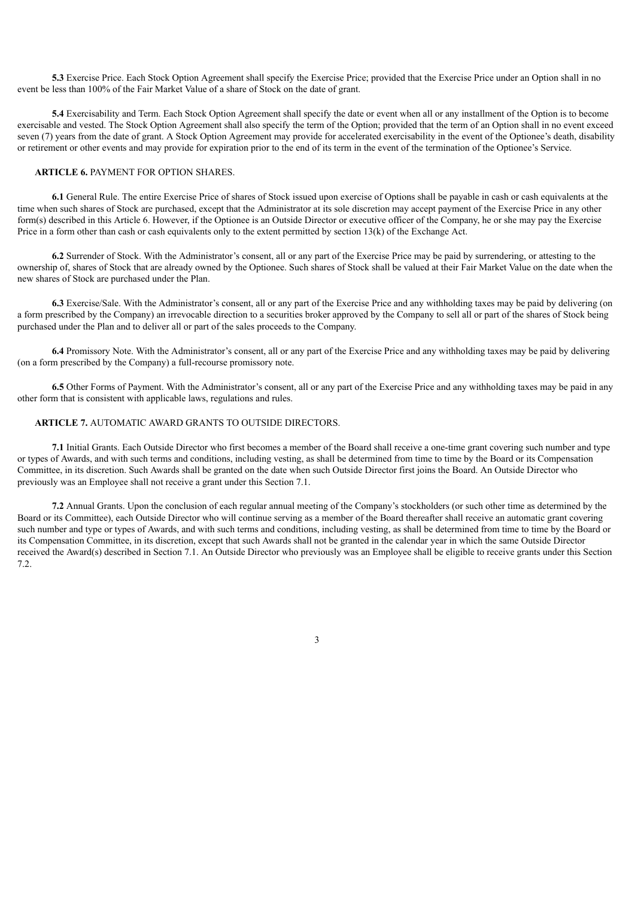**5.3** Exercise Price. Each Stock Option Agreement shall specify the Exercise Price; provided that the Exercise Price under an Option shall in no event be less than 100% of the Fair Market Value of a share of Stock on the date of grant.

**5.4** Exercisability and Term. Each Stock Option Agreement shall specify the date or event when all or any installment of the Option is to become exercisable and vested. The Stock Option Agreement shall also specify the term of the Option; provided that the term of an Option shall in no event exceed seven (7) years from the date of grant. A Stock Option Agreement may provide for accelerated exercisability in the event of the Optionee's death, disability or retirement or other events and may provide for expiration prior to the end of its term in the event of the termination of the Optionee's Service.

**ARTICLE 6.** PAYMENT FOR OPTION SHARES.

**6.1** General Rule. The entire Exercise Price of shares of Stock issued upon exercise of Options shall be payable in cash or cash equivalents at the time when such shares of Stock are purchased, except that the Administrator at its sole discretion may accept payment of the Exercise Price in any other form(s) described in this Article 6. However, if the Optionee is an Outside Director or executive officer of the Company, he or she may pay the Exercise Price in a form other than cash or cash equivalents only to the extent permitted by section 13(k) of the Exchange Act.

**6.2** Surrender of Stock. With the Administrator's consent, all or any part of the Exercise Price may be paid by surrendering, or attesting to the ownership of, shares of Stock that are already owned by the Optionee. Such shares of Stock shall be valued at their Fair Market Value on the date when the new shares of Stock are purchased under the Plan.

**6.3** Exercise/Sale. With the Administrator's consent, all or any part of the Exercise Price and any withholding taxes may be paid by delivering (on a form prescribed by the Company) an irrevocable direction to a securities broker approved by the Company to sell all or part of the shares of Stock being purchased under the Plan and to deliver all or part of the sales proceeds to the Company.

**6.4** Promissory Note. With the Administrator's consent, all or any part of the Exercise Price and any withholding taxes may be paid by delivering (on a form prescribed by the Company) a full-recourse promissory note.

**6.5** Other Forms of Payment. With the Administrator's consent, all or any part of the Exercise Price and any withholding taxes may be paid in any other form that is consistent with applicable laws, regulations and rules.

**ARTICLE 7.** AUTOMATIC AWARD GRANTS TO OUTSIDE DIRECTORS.

**7.1** Initial Grants. Each Outside Director who first becomes a member of the Board shall receive a one-time grant covering such number and type or types of Awards, and with such terms and conditions, including vesting, as shall be determined from time to time by the Board or its Compensation Committee, in its discretion. Such Awards shall be granted on the date when such Outside Director first joins the Board. An Outside Director who previously was an Employee shall not receive a grant under this Section 7.1.

**7.2** Annual Grants. Upon the conclusion of each regular annual meeting of the Company's stockholders (or such other time as determined by the Board or its Committee), each Outside Director who will continue serving as a member of the Board thereafter shall receive an automatic grant covering such number and type or types of Awards, and with such terms and conditions, including vesting, as shall be determined from time to time by the Board or its Compensation Committee, in its discretion, except that such Awards shall not be granted in the calendar year in which the same Outside Director received the Award(s) described in Section 7.1. An Outside Director who previously was an Employee shall be eligible to receive grants under this Section 7.2.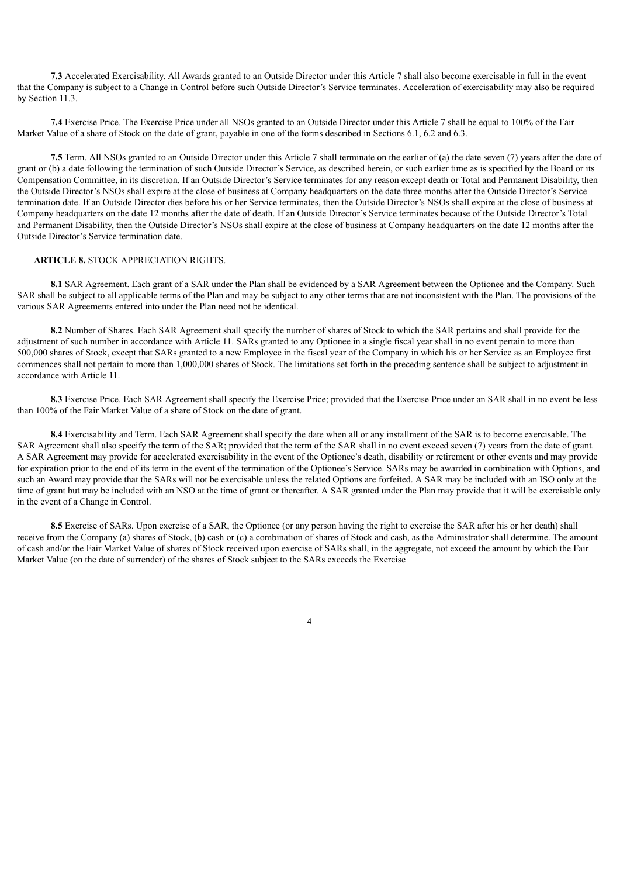**7.3** Accelerated Exercisability. All Awards granted to an Outside Director under this Article 7 shall also become exercisable in full in the event that the Company is subject to a Change in Control before such Outside Director's Service terminates. Acceleration of exercisability may also be required by Section 11.3.

**7.4** Exercise Price. The Exercise Price under all NSOs granted to an Outside Director under this Article 7 shall be equal to 100% of the Fair Market Value of a share of Stock on the date of grant, payable in one of the forms described in Sections 6.1, 6.2 and 6.3.

**7.5** Term. All NSOs granted to an Outside Director under this Article 7 shall terminate on the earlier of (a) the date seven (7) years after the date of grant or (b) a date following the termination of such Outside Director's Service, as described herein, or such earlier time as is specified by the Board or its Compensation Committee, in its discretion. If an Outside Director's Service terminates for any reason except death or Total and Permanent Disability, then the Outside Director's NSOs shall expire at the close of business at Company headquarters on the date three months after the Outside Director's Service termination date. If an Outside Director dies before his or her Service terminates, then the Outside Director's NSOs shall expire at the close of business at Company headquarters on the date 12 months after the date of death. If an Outside Director's Service terminates because of the Outside Director's Total and Permanent Disability, then the Outside Director's NSOs shall expire at the close of business at Company headquarters on the date 12 months after the Outside Director's Service termination date.

**ARTICLE 8.** STOCK APPRECIATION RIGHTS.

**8.1** SAR Agreement. Each grant of a SAR under the Plan shall be evidenced by a SAR Agreement between the Optionee and the Company. Such SAR shall be subject to all applicable terms of the Plan and may be subject to any other terms that are not inconsistent with the Plan. The provisions of the various SAR Agreements entered into under the Plan need not be identical.

**8.2** Number of Shares. Each SAR Agreement shall specify the number of shares of Stock to which the SAR pertains and shall provide for the adjustment of such number in accordance with Article 11. SARs granted to any Optionee in a single fiscal year shall in no event pertain to more than 500,000 shares of Stock, except that SARs granted to a new Employee in the fiscal year of the Company in which his or her Service as an Employee first commences shall not pertain to more than 1,000,000 shares of Stock. The limitations set forth in the preceding sentence shall be subject to adjustment in accordance with Article 11.

**8.3** Exercise Price. Each SAR Agreement shall specify the Exercise Price; provided that the Exercise Price under an SAR shall in no event be less than 100% of the Fair Market Value of a share of Stock on the date of grant.

**8.4** Exercisability and Term. Each SAR Agreement shall specify the date when all or any installment of the SAR is to become exercisable. The SAR Agreement shall also specify the term of the SAR; provided that the term of the SAR shall in no event exceed seven (7) years from the date of grant. A SAR Agreement may provide for accelerated exercisability in the event of the Optionee's death, disability or retirement or other events and may provide for expiration prior to the end of its term in the event of the termination of the Optionee's Service. SARs may be awarded in combination with Options, and such an Award may provide that the SARs will not be exercisable unless the related Options are forfeited. A SAR may be included with an ISO only at the time of grant but may be included with an NSO at the time of grant or thereafter. A SAR granted under the Plan may provide that it will be exercisable only in the event of a Change in Control.

**8.5** Exercise of SARs. Upon exercise of a SAR, the Optionee (or any person having the right to exercise the SAR after his or her death) shall receive from the Company (a) shares of Stock, (b) cash or (c) a combination of shares of Stock and cash, as the Administrator shall determine. The amount of cash and/or the Fair Market Value of shares of Stock received upon exercise of SARs shall, in the aggregate, not exceed the amount by which the Fair Market Value (on the date of surrender) of the shares of Stock subject to the SARs exceeds the Exercise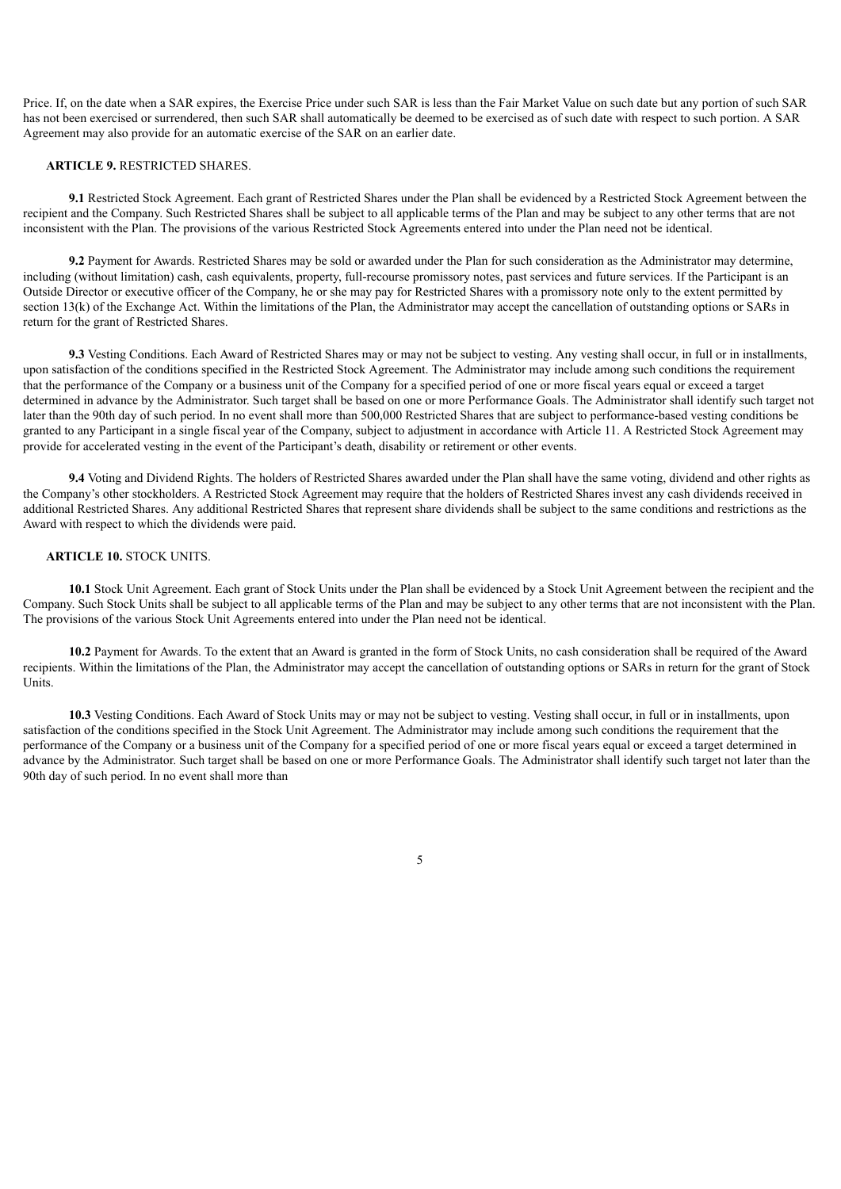Price. If, on the date when a SAR expires, the Exercise Price under such SAR is less than the Fair Market Value on such date but any portion of such SAR has not been exercised or surrendered, then such SAR shall automatically be deemed to be exercised as of such date with respect to such portion. A SAR Agreement may also provide for an automatic exercise of the SAR on an earlier date.

## ARTICLE 9. RESTRICTED SHARES.

**9.1** Restricted Stock Agreement. Each grant of Restricted Shares under the Plan shall be evidenced by a Restricted Stock Agreement between the recipient and the Company. Such Restricted Shares shall be subject to all applicable terms of the Plan and may be subject to any other terms that are not inconsistent with the Plan. The provisions of the various Restricted Stock Agreements entered into under the Plan need not be identical.

**9.2** Payment for Awards. Restricted Shares may be sold or awarded under the Plan for such consideration as the Administrator may determine, including (without limitation) cash, cash equivalents, property, full-recourse promissory notes, past services and future services. If the Participant is an Outside Director or executive officer of the Company, he or she may pay for Restricted Shares with a promissory note only to the extent permitted by section 13(k) of the Exchange Act. Within the limitations of the Plan, the Administrator may accept the cancellation of outstanding options or SARs in return for the grant of Restricted Shares.

**9.3** Vesting Conditions. Each Award of Restricted Shares may or may not be subject to vesting. Any vesting shall occur, in full or in installments, upon satisfaction of the conditions specified in the Restricted Stock Agreement. The Administrator may include among such conditions the requirement that the performance of the Company or a business unit of the Company for a specified period of one or more fiscal years equal or exceed a target determined in advance by the Administrator. Such target shall be based on one or more Performance Goals. The Administrator shall identify such target not later than the 90th day of such period. In no event shall more than 500,000 Restricted Shares that are subject to performance-based vesting conditions be granted to any Participant in a single fiscal year of the Company, subject to adjustment in accordance with Article 11. A Restricted Stock Agreement may provide for accelerated vesting in the event of the Participant's death, disability or retirement or other events.

**9.4** Voting and Dividend Rights. The holders of Restricted Shares awarded under the Plan shall have the same voting, dividend and other rights as the Company's other stockholders. A Restricted Stock Agreement may require that the holders of Restricted Shares invest any cash dividends received in additional Restricted Shares. Any additional Restricted Shares that represent share dividends shall be subject to the same conditions and restrictions as the Award with respect to which the dividends were paid.

## ARTICLE 10. STOCK UNITS.

**10.1** Stock Unit Agreement. Each grant of Stock Units under the Plan shall be evidenced by a Stock Unit Agreement between the recipient and the Company. Such Stock Units shall be subject to all applicable terms of the Plan and may be subject to any other terms that are not inconsistent with the Plan. The provisions of the various Stock Unit Agreements entered into under the Plan need not be identical.

**10.2** Payment for Awards. To the extent that an Award is granted in the form of Stock Units, no cash consideration shall be required of the Award recipients. Within the limitations of the Plan, the Administrator may accept the cancellation of outstanding options or SARs in return for the grant of Stock Units.

**10.3** Vesting Conditions. Each Award of Stock Units may or may not be subject to vesting. Vesting shall occur, in full or in installments, upon satisfaction of the conditions specified in the Stock Unit Agreement. The Administrator may include among such conditions the requirement that the performance of the Company or a business unit of the Company for a specified period of one or more fiscal years equal or exceed a target determined in advance by the Administrator. Such target shall be based on one or more Performance Goals. The Administrator shall identify such target not later than the 90th day of such period. In no event shall more than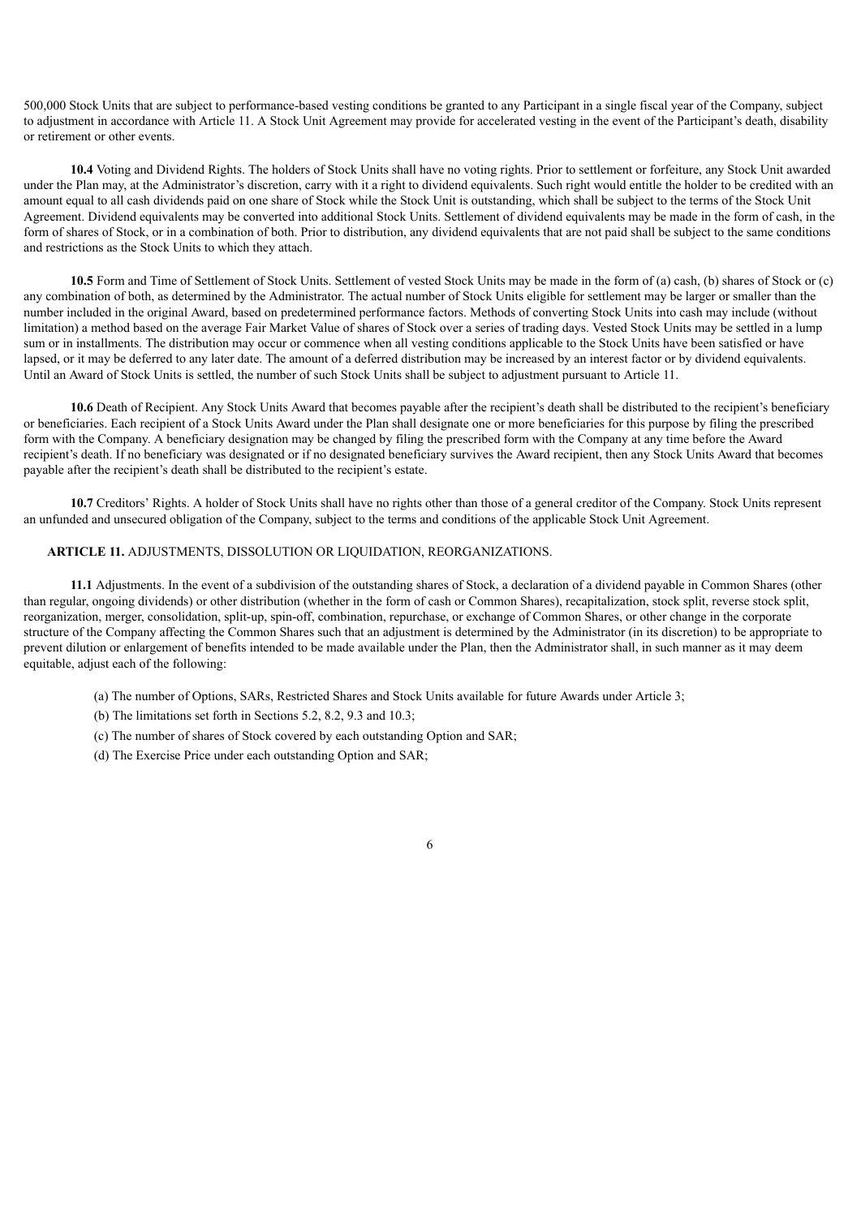500,000 Stock Units that are subject to performance-based vesting conditions be granted to any Participant in a single fiscal year of the Company, subject to adjustment in accordance with Article 11. A Stock Unit Agreement may provide for accelerated vesting in the event of the Participant's death, disability or retirement or other events.

**10.4** Voting and Dividend Rights. The holders of Stock Units shall have no voting rights. Prior to settlement or forfeiture, any Stock Unit awarded under the Plan may, at the Administrator's discretion, carry with it a right to dividend equivalents. Such right would entitle the holder to be credited with an amount equal to all cash dividends paid on one share of Stock while the Stock Unit is outstanding, which shall be subject to the terms of the Stock Unit Agreement. Dividend equivalents may be converted into additional Stock Units. Settlement of dividend equivalents may be made in the form of cash, in the form of shares of Stock, or in a combination of both. Prior to distribution, any dividend equivalents that are not paid shall be subject to the same conditions and restrictions as the Stock Units to which they attach.

**10.5** Form and Time of Settlement of Stock Units. Settlement of vested Stock Units may be made in the form of (a) cash, (b) shares of Stock or (c) any combination of both, as determined by the Administrator. The actual number of Stock Units eligible for settlement may be larger or smaller than the number included in the original Award, based on predetermined performance factors. Methods of converting Stock Units into cash may include (without limitation) a method based on the average Fair Market Value of shares of Stock over a series of trading days. Vested Stock Units may be settled in a lump sum or in installments. The distribution may occur or commence when all vesting conditions applicable to the Stock Units have been satisfied or have lapsed, or it may be deferred to any later date. The amount of a deferred distribution may be increased by an interest factor or by dividend equivalents. Until an Award of Stock Units is settled, the number of such Stock Units shall be subject to adjustment pursuant to Article 11.

**10.6** Death of Recipient. Any Stock Units Award that becomes payable after the recipient's death shall be distributed to the recipient's beneficiary or beneficiaries. Each recipient of a Stock Units Award under the Plan shall designate one or more beneficiaries for this purpose by filing the prescribed form with the Company. A beneficiary designation may be changed by filing the prescribed form with the Company at any time before the Award recipient's death. If no beneficiary was designated or if no designated beneficiary survives the Award recipient, then any Stock Units Award that becomes payable after the recipient's death shall be distributed to the recipient's estate.

**10.7** Creditors' Rights. A holder of Stock Units shall have no rights other than those of a general creditor of the Company. Stock Units represent an unfunded and unsecured obligation of the Company, subject to the terms and conditions of the applicable Stock Unit Agreement.

**ARTICLE 11.** ADJUSTMENTS, DISSOLUTION OR LIQUIDATION, REORGANIZATIONS.

**11.1** Adjustments. In the event of a subdivision of the outstanding shares of Stock, a declaration of a dividend payable in Common Shares (other than regular, ongoing dividends) or other distribution (whether in the form of cash or Common Shares), recapitalization, stock split, reverse stock split, reorganization, merger, consolidation, split-up, spin-off, combination, repurchase, or exchange of Common Shares, or other change in the corporate structure of the Company affecting the Common Shares such that an adjustment is determined by the Administrator (in its discretion) to be appropriate to prevent dilution or enlargement of benefits intended to be made available under the Plan, then the Administrator shall, in such manner as it may deem equitable, adjust each of the following:

(a) The number of Options, SARs, Restricted Shares and Stock Units available for future Awards under Article 3;

(b) The limitations set forth in Sections 5.2, 8.2, 9.3 and 10.3;

(c) The number of shares of Stock covered by each outstanding Option and SAR;

(d) The Exercise Price under each outstanding Option and SAR;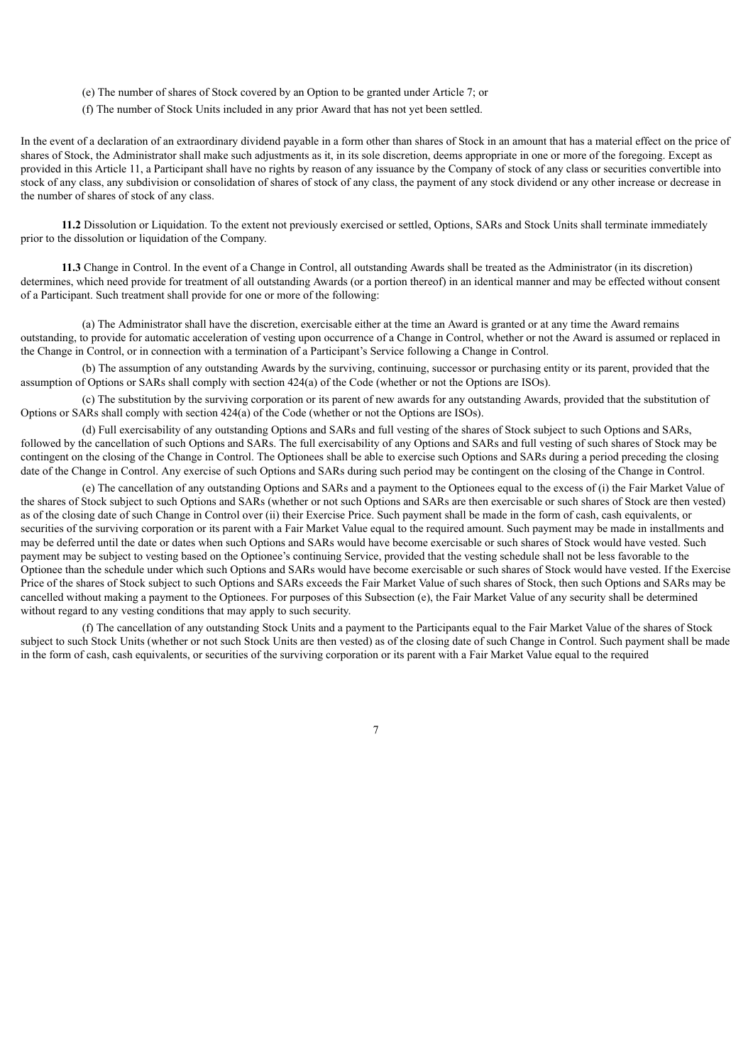(e) The number of shares of Stock covered by an Option to be granted under Article 7; or

(f) The number of Stock Units included in any prior Award that has not yet been settled.

In the event of a declaration of an extraordinary dividend payable in a form other than shares of Stock in an amount that has a material effect on the price of shares of Stock, the Administrator shall make such adjustments as it, in its sole discretion, deems appropriate in one or more of the foregoing. Except as provided in this Article 11, a Participant shall have no rights by reason of any issuance by the Company of stock of any class or securities convertible into stock of any class, any subdivision or consolidation of shares of stock of any class, the payment of any stock dividend or any other increase or decrease in the number of shares of stock of any class.

**11.2** Dissolution or Liquidation. To the extent not previously exercised or settled, Options, SARs and Stock Units shall terminate immediately prior to the dissolution or liquidation of the Company.

**11.3** Change in Control. In the event of a Change in Control, all outstanding Awards shall be treated as the Administrator (in its discretion) determines, which need provide for treatment of all outstanding Awards (or a portion thereof) in an identical manner and may be effected without consent of a Participant. Such treatment shall provide for one or more of the following:

(a) The Administrator shall have the discretion, exercisable either at the time an Award is granted or at any time the Award remains outstanding, to provide for automatic acceleration of vesting upon occurrence of a Change in Control, whether or not the Award is assumed or replaced in the Change in Control, or in connection with a termination of a Participant's Service following a Change in Control.

(b) The assumption of any outstanding Awards by the surviving, continuing, successor or purchasing entity or its parent, provided that the assumption of Options or SARs shall comply with section 424(a) of the Code (whether or not the Options are ISOs).

(c) The substitution by the surviving corporation or its parent of new awards for any outstanding Awards, provided that the substitution of Options or SARs shall comply with section 424(a) of the Code (whether or not the Options are ISOs).

(d) Full exercisability of any outstanding Options and SARs and full vesting of the shares of Stock subject to such Options and SARs, followed by the cancellation of such Options and SARs. The full exercisability of any Options and SARs and full vesting of such shares of Stock may be contingent on the closing of the Change in Control. The Optionees shall be able to exercise such Options and SARs during a period preceding the closing date of the Change in Control. Any exercise of such Options and SARs during such period may be contingent on the closing of the Change in Control.

(e) The cancellation of any outstanding Options and SARs and a payment to the Optionees equal to the excess of (i) the Fair Market Value of the shares of Stock subject to such Options and SARs (whether or not such Options and SARs are then exercisable or such shares of Stock are then vested) as of the closing date of such Change in Control over (ii) their Exercise Price. Such payment shall be made in the form of cash, cash equivalents, or securities of the surviving corporation or its parent with a Fair Market Value equal to the required amount. Such payment may be made in installments and may be deferred until the date or dates when such Options and SARs would have become exercisable or such shares of Stock would have vested. Such payment may be subject to vesting based on the Optionee's continuing Service, provided that the vesting schedule shall not be less favorable to the Optionee than the schedule under which such Options and SARs would have become exercisable or such shares of Stock would have vested. If the Exercise Price of the shares of Stock subject to such Options and SARs exceeds the Fair Market Value of such shares of Stock, then such Options and SARs may be cancelled without making a payment to the Optionees. For purposes of this Subsection (e), the Fair Market Value of any security shall be determined without regard to any vesting conditions that may apply to such security.

(f) The cancellation of any outstanding Stock Units and a payment to the Participants equal to the Fair Market Value of the shares of Stock subject to such Stock Units (whether or not such Stock Units are then vested) as of the closing date of such Change in Control. Such payment shall be made in the form of cash, cash equivalents, or securities of the surviving corporation or its parent with a Fair Market Value equal to the required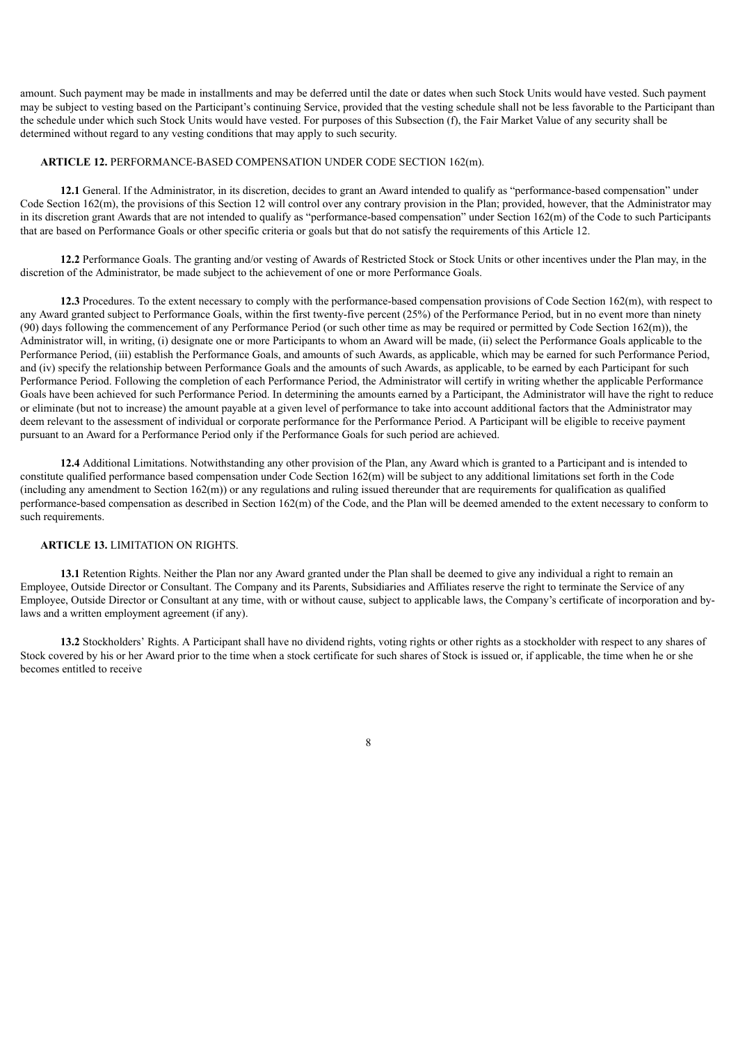amount. Such payment may be made in installments and may be deferred until the date or dates when such Stock Units would have vested. Such payment may be subject to vesting based on the Participant's continuing Service, provided that the vesting schedule shall not be less favorable to the Participant than the schedule under which such Stock Units would have vested. For purposes of this Subsection (f), the Fair Market Value of any security shall be determined without regard to any vesting conditions that may apply to such security.

**ARTICLE 12.** PERFORMANCE-BASED COMPENSATION UNDER CODE SECTION 162(m).

**12.1** General. If the Administrator, in its discretion, decides to grant an Award intended to qualify as "performance-based compensation" under Code Section 162(m), the provisions of this Section 12 will control over any contrary provision in the Plan; provided, however, that the Administrator may in its discretion grant Awards that are not intended to qualify as "performance-based compensation" under Section 162(m) of the Code to such Participants that are based on Performance Goals or other specific criteria or goals but that do not satisfy the requirements of this Article 12.

**12.2** Performance Goals. The granting and/or vesting of Awards of Restricted Stock or Stock Units or other incentives under the Plan may, in the discretion of the Administrator, be made subject to the achievement of one or more Performance Goals.

**12.3** Procedures. To the extent necessary to comply with the performance-based compensation provisions of Code Section 162(m), with respect to any Award granted subject to Performance Goals, within the first twenty-five percent (25%) of the Performance Period, but in no event more than ninety (90) days following the commencement of any Performance Period (or such other time as may be required or permitted by Code Section 162(m)), the Administrator will, in writing, (i) designate one or more Participants to whom an Award will be made, (ii) select the Performance Goals applicable to the Performance Period, (iii) establish the Performance Goals, and amounts of such Awards, as applicable, which may be earned for such Performance Period, and (iv) specify the relationship between Performance Goals and the amounts of such Awards, as applicable, to be earned by each Participant for such Performance Period. Following the completion of each Performance Period, the Administrator will certify in writing whether the applicable Performance Goals have been achieved for such Performance Period. In determining the amounts earned by a Participant, the Administrator will have the right to reduce or eliminate (but not to increase) the amount payable at a given level of performance to take into account additional factors that the Administrator may deem relevant to the assessment of individual or corporate performance for the Performance Period. A Participant will be eligible to receive payment pursuant to an Award for a Performance Period only if the Performance Goals for such period are achieved.

**12.4** Additional Limitations. Notwithstanding any other provision of the Plan, any Award which is granted to a Participant and is intended to constitute qualified performance based compensation under Code Section 162(m) will be subject to any additional limitations set forth in the Code (including any amendment to Section 162(m)) or any regulations and ruling issued thereunder that are requirements for qualification as qualified performance-based compensation as described in Section 162(m) of the Code, and the Plan will be deemed amended to the extent necessary to conform to such requirements.

**ARTICLE 13.** LIMITATION ON RIGHTS.

**13.1** Retention Rights. Neither the Plan nor any Award granted under the Plan shall be deemed to give any individual a right to remain an Employee, Outside Director or Consultant. The Company and its Parents, Subsidiaries and Affiliates reserve the right to terminate the Service of any Employee, Outside Director or Consultant at any time, with or without cause, subject to applicable laws, the Company's certificate of incorporation and by-laws and a written employment agreement (if any).

**13.2** Stockholders' Rights. A Participant shall have no dividend rights, voting rights or other rights as a stockholder with respect to any shares of Stock covered by his or her Award prior to the time when a stock certificate for such shares of Stock is issued or, if applicable, the time when he or she becomes entitled to receive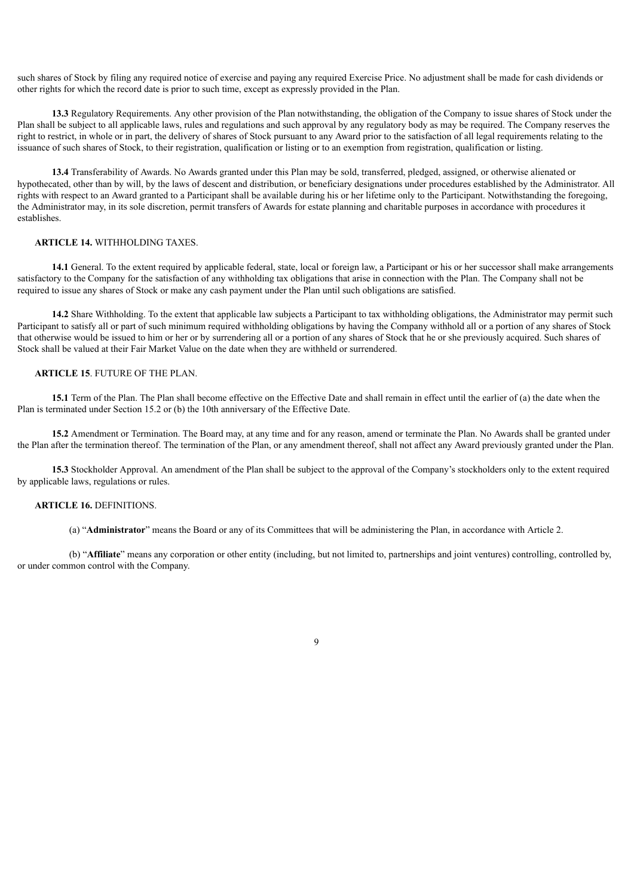such shares of Stock by filing any required notice of exercise and paying any required Exercise Price. No adjustment shall be made for cash dividends or other rights for which the record date is prior to such time, except as expressly provided in the Plan.

**13.3** Regulatory Requirements. Any other provision of the Plan notwithstanding, the obligation of the Company to issue shares of Stock under the Plan shall be subject to all applicable laws, rules and regulations and such approval by any regulatory body as may be required. The Company reserves the right to restrict, in whole or in part, the delivery of shares of Stock pursuant to any Award prior to the satisfaction of all legal requirements relating to the issuance of such shares of Stock, to their registration, qualification or listing or to an exemption from registration, qualification or listing.

**13.4** Transferability of Awards. No Awards granted under this Plan may be sold, transferred, pledged, assigned, or otherwise alienated or hypothecated, other than by will, by the laws of descent and distribution, or beneficiary designations under procedures established by the Administrator. All rights with respect to an Award granted to a Participant shall be available during his or her lifetime only to the Participant. Notwithstanding the foregoing, the Administrator may, in its sole discretion, permit transfers of Awards for estate planning and charitable purposes in accordance with procedures it establishes.

**ARTICLE 14.** WITHHOLDING TAXES.

**14.1** General. To the extent required by applicable federal, state, local or foreign law, a Participant or his or her successor shall make arrangements satisfactory to the Company for the satisfaction of any withholding tax obligations that arise in connection with the Plan. The Company shall not be required to issue any shares of Stock or make any cash payment under the Plan until such obligations are satisfied.

**14.2** Share Withholding. To the extent that applicable law subjects a Participant to tax withholding obligations, the Administrator may permit such Participant to satisfy all or part of such minimum required withholding obligations by having the Company withhold all or a portion of any shares of Stock that otherwise would be issued to him or her or by surrendering all or a portion of any shares of Stock that he or she previously acquired. Such shares of Stock shall be valued at their Fair Market Value on the date when they are withheld or surrendered.

**ARTICLE 15**. FUTURE OF THE PLAN.

**15.1** Term of the Plan. The Plan shall become effective on the Effective Date and shall remain in effect until the earlier of (a) the date when the Plan is terminated under Section 15.2 or (b) the 10th anniversary of the Effective Date.

**15.2** Amendment or Termination. The Board may, at any time and for any reason, amend or terminate the Plan. No Awards shall be granted under the Plan after the termination thereof. The termination of the Plan, or any amendment thereof, shall not affect any Award previously granted under the Plan.

**15.3** Stockholder Approval. An amendment of the Plan shall be subject to the approval of the Company's stockholders only to the extent required by applicable laws, regulations or rules.

**ARTICLE 16.** DEFINITIONS.

(a) "**Administrator**" means the Board or any of its Committees that will be administering the Plan, in accordance with Article 2.

(b) "**Affiliate**" means any corporation or other entity (including, but not limited to, partnerships and joint ventures) controlling, controlled by, or under common control with the Company.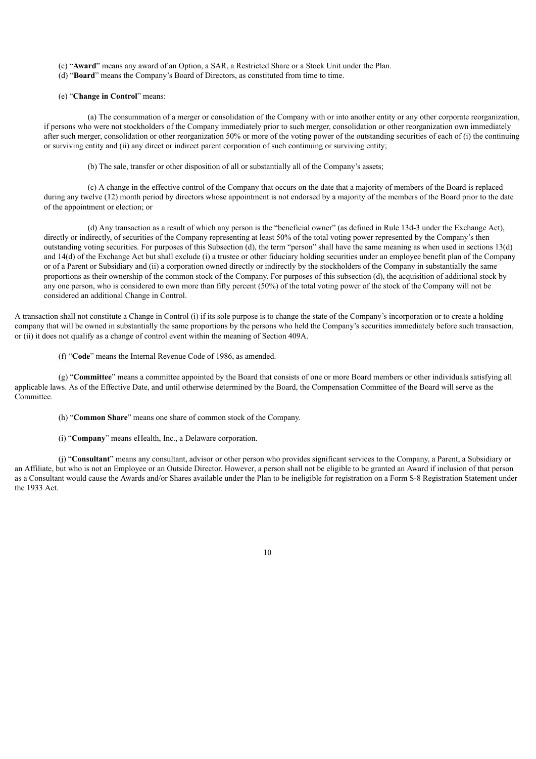(c) "**Award**" means any award of an Option, a SAR, a Restricted Share or a Stock Unit under the Plan.

(d) "**Board**" means the Company's Board of Directors, as constituted from time to time.

(e) "**Change in Control**" means:

(a) The consummation of a merger or consolidation of the Company with or into another entity or any other corporate reorganization, if persons who were not stockholders of the Company immediately prior to such merger, consolidation or other reorganization own immediately after such merger, consolidation or other reorganization 50% or more of the voting power of the outstanding securities of each of (i) the continuing or surviving entity and (ii) any direct or indirect parent corporation of such continuing or surviving entity;

(b) The sale, transfer or other disposition of all or substantially all of the Company's assets;

(c) A change in the effective control of the Company that occurs on the date that a majority of members of the Board is replaced during any twelve (12) month period by directors whose appointment is not endorsed by a majority of the members of the Board prior to the date of the appointment or election; or

(d) Any transaction as a result of which any person is the "beneficial owner" (as defined in Rule 13d-3 under the Exchange Act), directly or indirectly, of securities of the Company representing at least 50% of the total voting power represented by the Company's then outstanding voting securities. For purposes of this Subsection (d), the term "person" shall have the same meaning as when used in sections 13(d) and 14(d) of the Exchange Act but shall exclude (i) a trustee or other fiduciary holding securities under an employee benefit plan of the Company or of a Parent or Subsidiary and (ii) a corporation owned directly or indirectly by the stockholders of the Company in substantially the same proportions as their ownership of the common stock of the Company. For purposes of this subsection (d), the acquisition of additional stock by any one person, who is considered to own more than fifty percent (50%) of the total voting power of the stock of the Company will not be considered an additional Change in Control.

A transaction shall not constitute a Change in Control (i) if its sole purpose is to change the state of the Company's incorporation or to create a holding company that will be owned in substantially the same proportions by the persons who held the Company's securities immediately before such transaction, or (ii) it does not qualify as a change of control event within the meaning of Section 409A.

(f) "**Code**" means the Internal Revenue Code of 1986, as amended.

(g) "**Committee**" means a committee appointed by the Board that consists of one or more Board members or other individuals satisfying all applicable laws. As of the Effective Date, and until otherwise determined by the Board, the Compensation Committee of the Board will serve as the Committee.

(h) "**Common Share**" means one share of common stock of the Company.

(i) "**Company**" means eHealth, Inc., a Delaware corporation.

(j) "**Consultant**" means any consultant, advisor or other person who provides significant services to the Company, a Parent, a Subsidiary or an Affiliate, but who is not an Employee or an Outside Director. However, a person shall not be eligible to be granted an Award if inclusion of that person as a Consultant would cause the Awards and/or Shares available under the Plan to be ineligible for registration on a Form S-8 Registration Statement under the 1933 Act.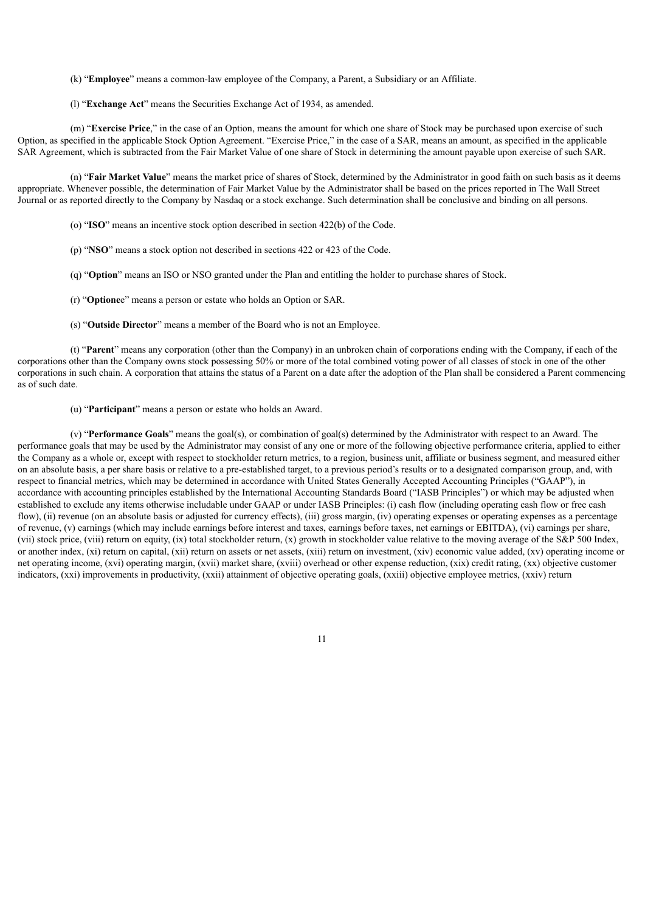(k) "**Employee**" means a common-law employee of the Company, a Parent, a Subsidiary or an Affiliate.

(l) "**Exchange Act**" means the Securities Exchange Act of 1934, as amended.

(m) "**Exercise Price**," in the case of an Option, means the amount for which one share of Stock may be purchased upon exercise of such Option, as specified in the applicable Stock Option Agreement. "Exercise Price," in the case of a SAR, means an amount, as specified in the applicable SAR Agreement, which is subtracted from the Fair Market Value of one share of Stock in determining the amount payable upon exercise of such SAR.

(n) "**Fair Market Value**" means the market price of shares of Stock, determined by the Administrator in good faith on such basis as it deems appropriate. Whenever possible, the determination of Fair Market Value by the Administrator shall be based on the prices reported in The Wall Street Journal or as reported directly to the Company by Nasdaq or a stock exchange. Such determination shall be conclusive and binding on all persons.

(o) "**ISO**" means an incentive stock option described in section 422(b) of the Code.

(p) "**NSO**" means a stock option not described in sections 422 or 423 of the Code.

(q) "**Option**" means an ISO or NSO granted under the Plan and entitling the holder to purchase shares of Stock.

(r) "**Optionee**" means a person or estate who holds an Option or SAR.

(s) "**Outside Director**" means a member of the Board who is not an Employee.

(t) "**Parent**" means any corporation (other than the Company) in an unbroken chain of corporations ending with the Company, if each of the corporations other than the Company owns stock possessing 50% or more of the total combined voting power of all classes of stock in one of the other corporations in such chain. A corporation that attains the status of a Parent on a date after the adoption of the Plan shall be considered a Parent commencing as of such date.

(u) "**Participant**" means a person or estate who holds an Award.

(v) "**Performance Goals**" means the goal(s), or combination of goal(s) determined by the Administrator with respect to an Award. The performance goals that may be used by the Administrator may consist of any one or more of the following objective performance criteria, applied to either the Company as a whole or, except with respect to stockholder return metrics, to a region, business unit, affiliate or business segment, and measured either on an absolute basis, a per share basis or relative to a pre-established target, to a previous period's results or to a designated comparison group, and, with respect to financial metrics, which may be determined in accordance with United States Generally Accepted Accounting Principles ("GAAP"), in accordance with accounting principles established by the International Accounting Standards Board ("IASB Principles") or which may be adjusted when established to exclude any items otherwise includable under GAAP or under IASB Principles: (i) cash flow (including operating cash flow or free cash flow), (ii) revenue (on an absolute basis or adjusted for currency effects), (iii) gross margin, (iv) operating expenses or operating expenses as a percentage of revenue, (v) earnings (which may include earnings before interest and taxes, earnings before taxes, net earnings or EBITDA), (vi) earnings per share, (vii) stock price, (viii) return on equity, (ix) total stockholder return, (x) growth in stockholder value relative to the moving average of the S&P 500 Index, or another index, (xi) return on capital, (xii) return on assets or net assets, (xiii) return on investment, (xiv) economic value added, (xv) operating income or net operating income, (xvi) operating margin, (xvii) market share, (xviii) overhead or other expense reduction, (xix) credit rating, (xx) objective customer indicators, (xxi) improvements in productivity, (xxii) attainment of objective operating goals, (xxiii) objective employee metrics, (xxiv) return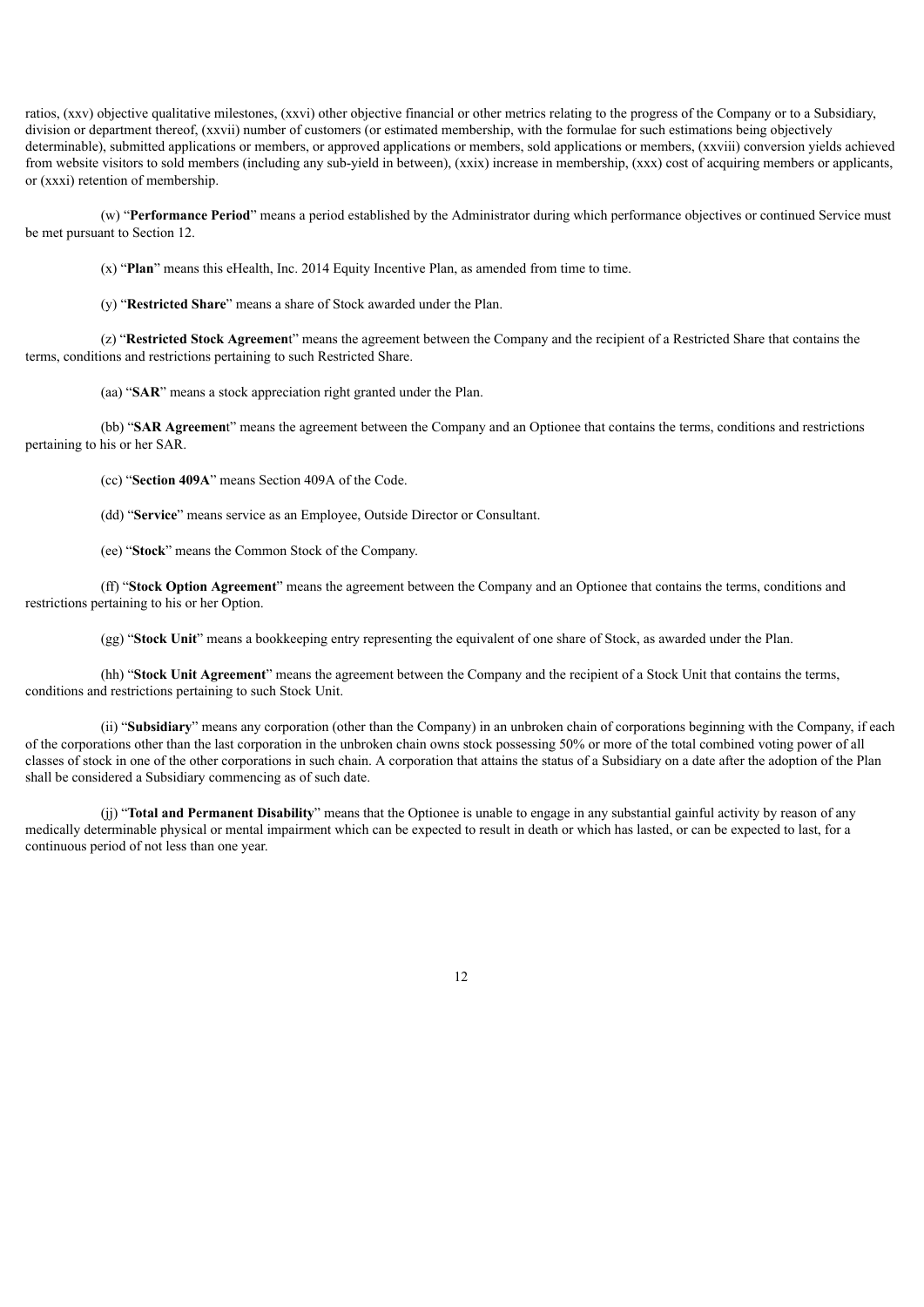ratios, (xxv) objective qualitative milestones, (xxvi) other objective financial or other metrics relating to the progress of the Company or to a Subsidiary, division or department thereof, (xxvii) number of customers (or estimated membership, with the formulae for such estimations being objectively determinable), submitted applications or members, or approved applications or members, sold applications or members, (xxviii) conversion yields achieved from website visitors to sold members (including any sub-yield in between), (xxix) increase in membership, (xxx) cost of acquiring members or applicants, or (xxxi) retention of membership.

(w) "**Performance Period**" means a period established by the Administrator during which performance objectives or continued Service must be met pursuant to Section 12.

(x) "**Plan**" means this eHealth, Inc. 2014 Equity Incentive Plan, as amended from time to time.

(y) "**Restricted Share**" means a share of Stock awarded under the Plan.

(z) "**Restricted Stock Agreement**" means the agreement between the Company and the recipient of a Restricted Share that contains the terms, conditions and restrictions pertaining to such Restricted Share.

(aa) "**SAR**" means a stock appreciation right granted under the Plan.

(bb) "**SAR Agreement**" means the agreement between the Company and an Optionee that contains the terms, conditions and restrictions pertaining to his or her SAR.

(cc) "**Section 409A**" means Section 409A of the Code.

(dd) "**Service**" means service as an Employee, Outside Director or Consultant.

(ee) "**Stock**" means the Common Stock of the Company.

(ff) "**Stock Option Agreement**" means the agreement between the Company and an Optionee that contains the terms, conditions and restrictions pertaining to his or her Option.

(gg) "**Stock Unit**" means a bookkeeping entry representing the equivalent of one share of Stock, as awarded under the Plan.

(hh) "**Stock Unit Agreement**" means the agreement between the Company and the recipient of a Stock Unit that contains the terms, conditions and restrictions pertaining to such Stock Unit.

(ii) "**Subsidiary**" means any corporation (other than the Company) in an unbroken chain of corporations beginning with the Company, if each of the corporations other than the last corporation in the unbroken chain owns stock possessing 50% or more of the total combined voting power of all classes of stock in one of the other corporations in such chain. A corporation that attains the status of a Subsidiary on a date after the adoption of the Plan shall be considered a Subsidiary commencing as of such date.

(jj) "**Total and Permanent Disability**" means that the Optionee is unable to engage in any substantial gainful activity by reason of any medically determinable physical or mental impairment which can be expected to result in death or which has lasted, or can be expected to last, for a continuous period of not less than one year.